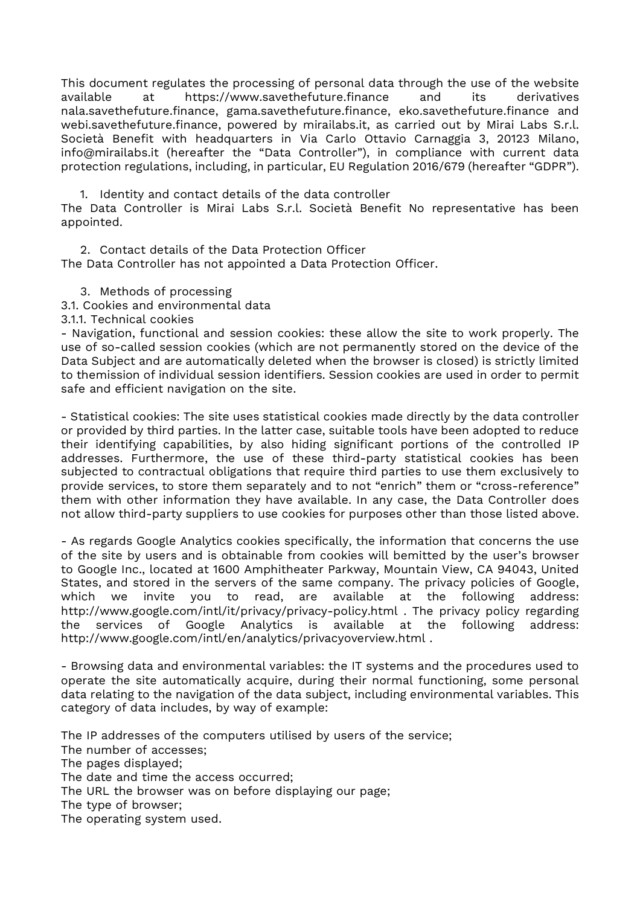This document regulates the processing of personal data through the use of the website available at https://www.savethefuture.finance and its derivatives nala.savethefuture.finance, gama.savethefuture.finance, eko.savethefuture.finance and webi.savethefuture.finance, powered by mirailabs.it, as carried out by Mirai Labs S.r.l. Società Benefit with headquarters in Via Carlo Ottavio Carnaggia 3, 20123 Milano, info@mirailabs.it (hereafter the "Data Controller"), in compliance with current data protection regulations, including, in particular, EU Regulation 2016/679 (hereafter "GDPR").

1. Identity and contact details of the data controller

The Data Controller is Mirai Labs S.r.l. Società Benefit No representative has been appointed.

2. Contact details of the Data Protection Officer

The Data Controller has not appointed a Data Protection Officer.

3. Methods of processing

3.1. Cookies and environmental data

3.1.1. Technical cookies

- Navigation, functional and session cookies: these allow the site to work properly. The use of so-called session cookies (which are not permanently stored on the device of the Data Subject and are automatically deleted when the browser is closed) is strictly limited to themission of individual session identifiers. Session cookies are used in order to permit safe and efficient navigation on the site.

- Statistical cookies: The site uses statistical cookies made directly by the data controller or provided by third parties. In the latter case, suitable tools have been adopted to reduce their identifying capabilities, by also hiding significant portions of the controlled IP addresses. Furthermore, the use of these third-party statistical cookies has been subjected to contractual obligations that require third parties to use them exclusively to provide services, to store them separately and to not "enrich" them or "cross-reference" them with other information they have available. In any case, the Data Controller does not allow third-party suppliers to use cookies for purposes other than those listed above.

- As regards Google Analytics cookies specifically, the information that concerns the use of the site by users and is obtainable from cookies will bemitted by the user's browser to Google Inc., located at 1600 Amphitheater Parkway, Mountain View, CA 94043, United States, and stored in the servers of the same company. The privacy policies of Google, which we invite you to read, are available at the following address: http://www.google.com/intl/it/privacy/privacy-policy.html . The privacy policy regarding the services of Google Analytics is available at the following address: http://www.google.com/intl/en/analytics/privacyoverview.html .

- Browsing data and environmental variables: the IT systems and the procedures used to operate the site automatically acquire, during their normal functioning, some personal data relating to the navigation of the data subject, including environmental variables. This category of data includes, by way of example:

The IP addresses of the computers utilised by users of the service;  
The number of accesses;  
The pages displayed;  
The date and time the access occurred;  
The URL the browser was on before displaying our page;  
The type of browser;  
The operating system used.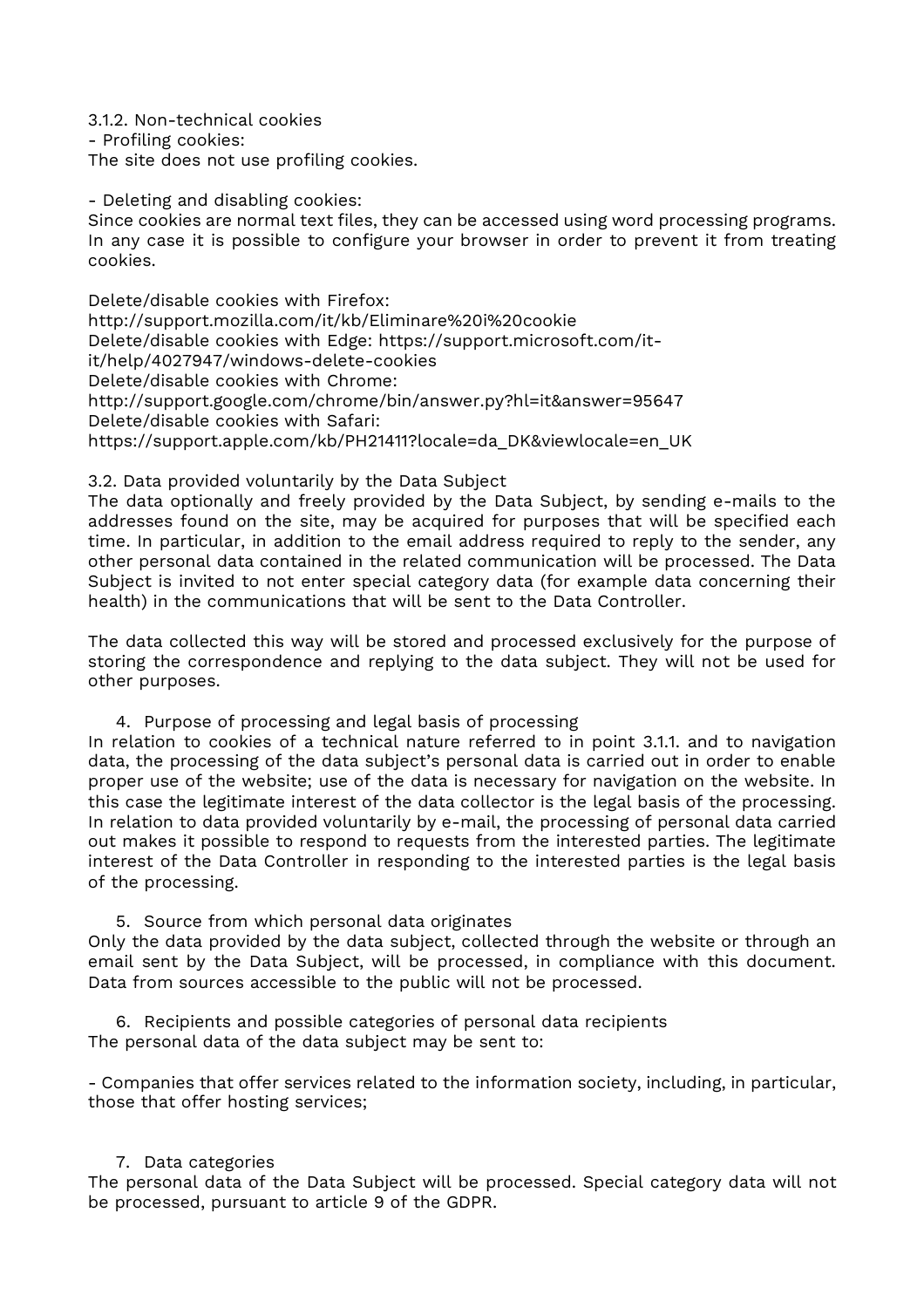3.1.2. Non-technical cookies
- Profiling cookies:
The site does not use profiling cookies.

- Deleting and disabling cookies:
Since cookies are normal text files, they can be accessed using word processing programs. In any case it is possible to configure your browser in order to prevent it from treating cookies.

Delete/disable cookies with Firefox:
http://support.mozilla.com/it/kb/Eliminare%20i%20cookie
Delete/disable cookies with Edge: https://support.microsoft.com/it-it/help/4027947/windows-delete-cookies
Delete/disable cookies with Chrome:
http://support.google.com/chrome/bin/answer.py?hl=it&answer=95647
Delete/disable cookies with Safari:
https://support.apple.com/kb/PH21411?locale=da_DK&viewlocale=en_UK

3.2. Data provided voluntarily by the Data Subject
The data optionally and freely provided by the Data Subject, by sending e-mails to the addresses found on the site, may be acquired for purposes that will be specified each time. In particular, in addition to the email address required to reply to the sender, any other personal data contained in the related communication will be processed. The Data Subject is invited to not enter special category data (for example data concerning their health) in the communications that will be sent to the Data Controller.

The data collected this way will be stored and processed exclusively for the purpose of storing the correspondence and replying to the data subject. They will not be used for other purposes.

4. Purpose of processing and legal basis of processing

In relation to cookies of a technical nature referred to in point 3.1.1. and to navigation data, the processing of the data subject's personal data is carried out in order to enable proper use of the website; use of the data is necessary for navigation on the website. In this case the legitimate interest of the data collector is the legal basis of the processing. In relation to data provided voluntarily by e-mail, the processing of personal data carried out makes it possible to respond to requests from the interested parties. The legitimate interest of the Data Controller in responding to the interested parties is the legal basis of the processing.

5. Source from which personal data originates

Only the data provided by the data subject, collected through the website or through an email sent by the Data Subject, will be processed, in compliance with this document. Data from sources accessible to the public will not be processed.

6. Recipients and possible categories of personal data recipients

The personal data of the data subject may be sent to:

- Companies that offer services related to the information society, including, in particular, those that offer hosting services;

7. Data categories

The personal data of the Data Subject will be processed. Special category data will not be processed, pursuant to article 9 of the GDPR.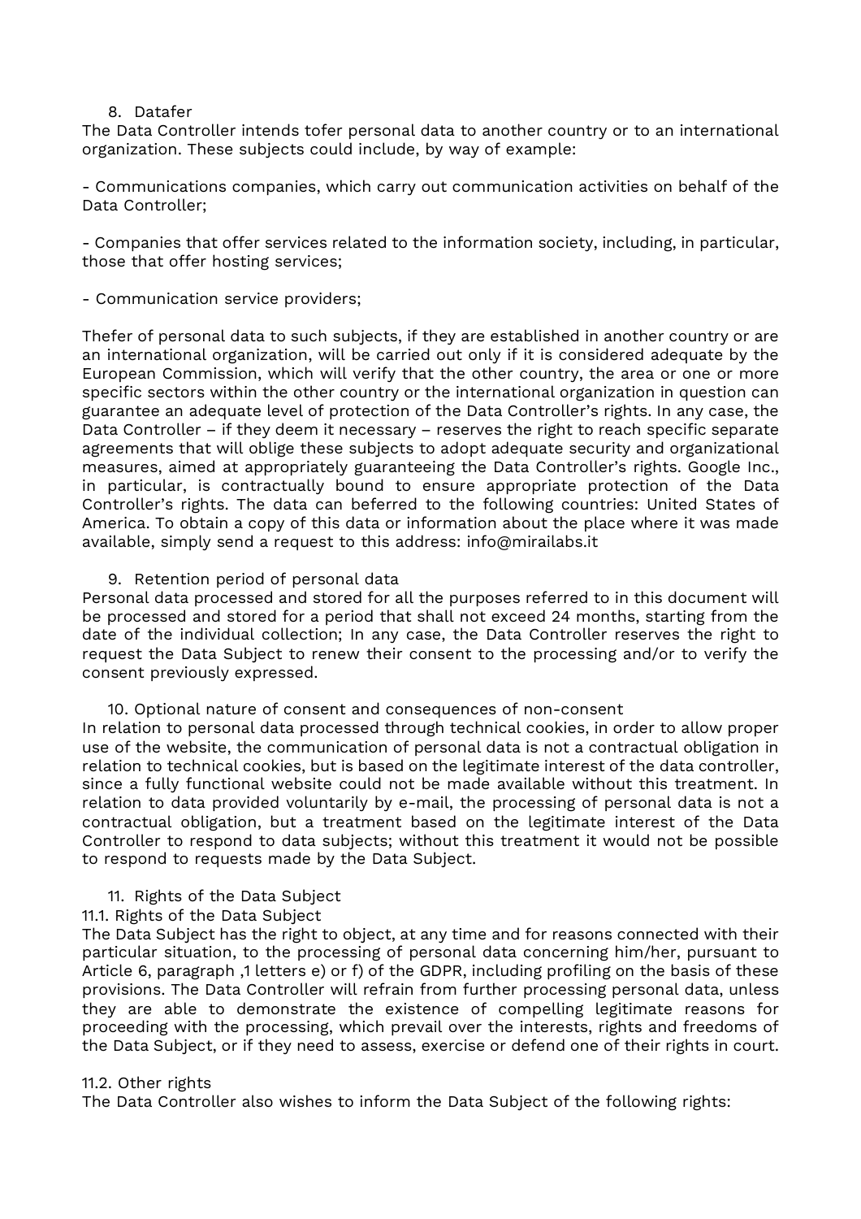8. Datafer

The Data Controller intends tofer personal data to another country or to an international organization. These subjects could include, by way of example:

- Communications companies, which carry out communication activities on behalf of the Data Controller;

- Companies that offer services related to the information society, including, in particular, those that offer hosting services;

- Communication service providers;

Thefer of personal data to such subjects, if they are established in another country or are an international organization, will be carried out only if it is considered adequate by the European Commission, which will verify that the other country, the area or one or more specific sectors within the other country or the international organization in question can guarantee an adequate level of protection of the Data Controller's rights. In any case, the Data Controller – if they deem it necessary – reserves the right to reach specific separate agreements that will oblige these subjects to adopt adequate security and organizational measures, aimed at appropriately guaranteeing the Data Controller's rights. Google Inc., in particular, is contractually bound to ensure appropriate protection of the Data Controller's rights. The data can beferred to the following countries: United States of America. To obtain a copy of this data or information about the place where it was made available, simply send a request to this address: info@mirailabs.it

9. Retention period of personal data

Personal data processed and stored for all the purposes referred to in this document will be processed and stored for a period that shall not exceed 24 months, starting from the date of the individual collection; In any case, the Data Controller reserves the right to request the Data Subject to renew their consent to the processing and/or to verify the consent previously expressed.

10. Optional nature of consent and consequences of non-consent

In relation to personal data processed through technical cookies, in order to allow proper use of the website, the communication of personal data is not a contractual obligation in relation to technical cookies, but is based on the legitimate interest of the data controller, since a fully functional website could not be made available without this treatment. In relation to data provided voluntarily by e-mail, the processing of personal data is not a contractual obligation, but a treatment based on the legitimate interest of the Data Controller to respond to data subjects; without this treatment it would not be possible to respond to requests made by the Data Subject.

11. Rights of the Data Subject

11.1. Rights of the Data Subject

The Data Subject has the right to object, at any time and for reasons connected with their particular situation, to the processing of personal data concerning him/her, pursuant to Article 6, paragraph ,1 letters e) or f) of the GDPR, including profiling on the basis of these provisions. The Data Controller will refrain from further processing personal data, unless they are able to demonstrate the existence of compelling legitimate reasons for proceeding with the processing, which prevail over the interests, rights and freedoms of the Data Subject, or if they need to assess, exercise or defend one of their rights in court.

11.2. Other rights

The Data Controller also wishes to inform the Data Subject of the following rights: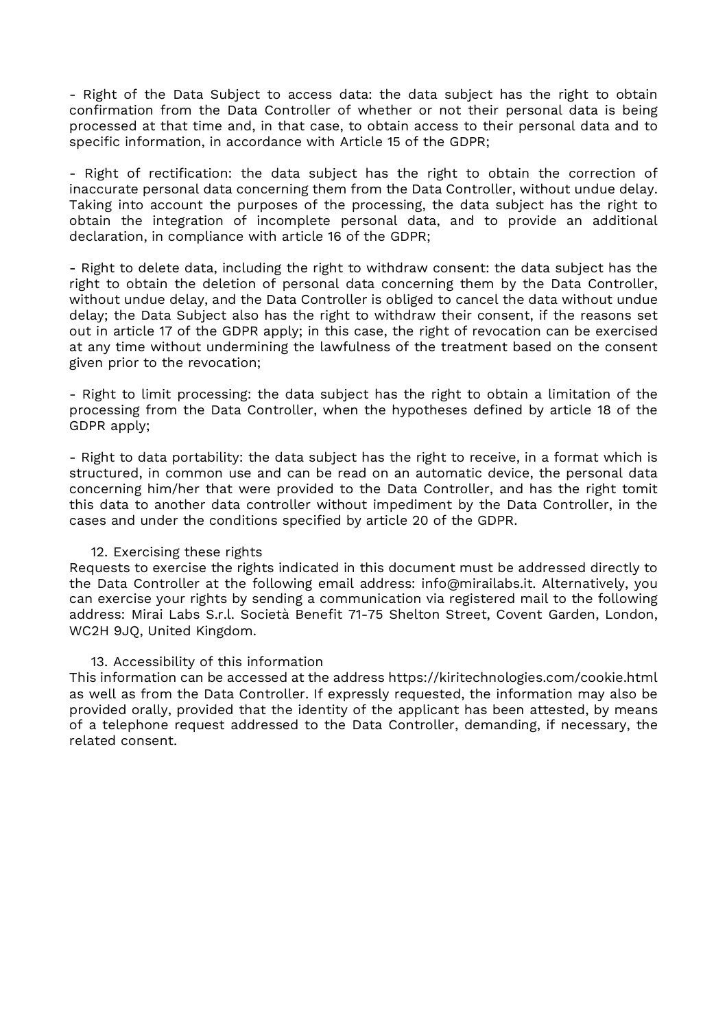- Right of the Data Subject to access data: the data subject has the right to obtain confirmation from the Data Controller of whether or not their personal data is being processed at that time and, in that case, to obtain access to their personal data and to specific information, in accordance with Article 15 of the GDPR;

- Right of rectification: the data subject has the right to obtain the correction of inaccurate personal data concerning them from the Data Controller, without undue delay. Taking into account the purposes of the processing, the data subject has the right to obtain the integration of incomplete personal data, and to provide an additional declaration, in compliance with article 16 of the GDPR;

- Right to delete data, including the right to withdraw consent: the data subject has the right to obtain the deletion of personal data concerning them by the Data Controller, without undue delay, and the Data Controller is obliged to cancel the data without undue delay; the Data Subject also has the right to withdraw their consent, if the reasons set out in article 17 of the GDPR apply; in this case, the right of revocation can be exercised at any time without undermining the lawfulness of the treatment based on the consent given prior to the revocation;

- Right to limit processing: the data subject has the right to obtain a limitation of the processing from the Data Controller, when the hypotheses defined by article 18 of the GDPR apply;

- Right to data portability: the data subject has the right to receive, in a format which is structured, in common use and can be read on an automatic device, the personal data concerning him/her that were provided to the Data Controller, and has the right tomit this data to another data controller without impediment by the Data Controller, in the cases and under the conditions specified by article 20 of the GDPR.

12. Exercising these rights

Requests to exercise the rights indicated in this document must be addressed directly to the Data Controller at the following email address: info@mirailabs.it. Alternatively, you can exercise your rights by sending a communication via registered mail to the following address: Mirai Labs S.r.l. Società Benefit 71-75 Shelton Street, Covent Garden, London, WC2H 9JQ, United Kingdom.

13. Accessibility of this information

This information can be accessed at the address https://kiritechnologies.com/cookie.html as well as from the Data Controller. If expressly requested, the information may also be provided orally, provided that the identity of the applicant has been attested, by means of a telephone request addressed to the Data Controller, demanding, if necessary, the related consent.